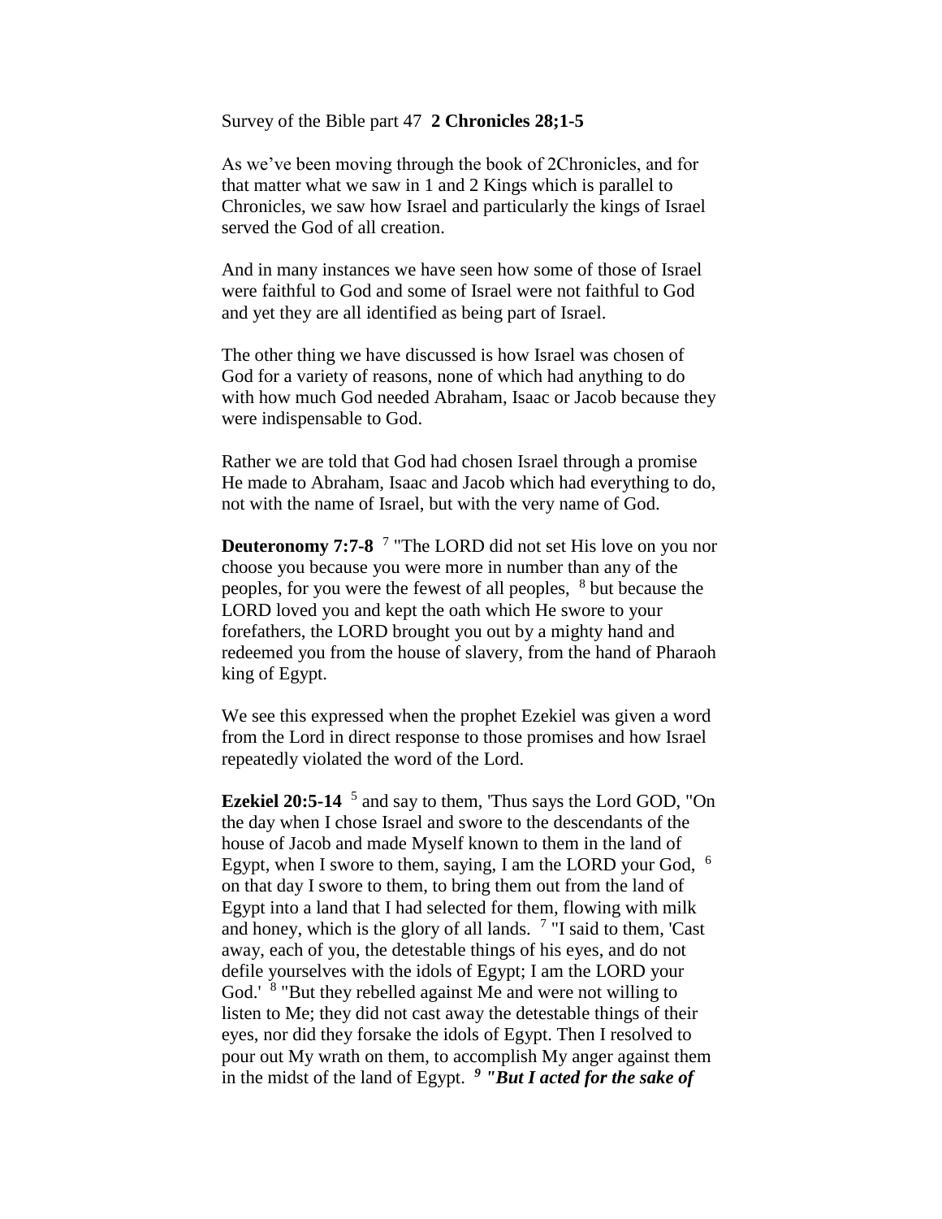Survey of the Bible part 47 **2 Chronicles 28;1-5**

As we've been moving through the book of 2Chronicles, and for that matter what we saw in 1 and 2 Kings which is parallel to Chronicles, we saw how Israel and particularly the kings of Israel served the God of all creation.

And in many instances we have seen how some of those of Israel were faithful to God and some of Israel were not faithful to God and yet they are all identified as being part of Israel.

The other thing we have discussed is how Israel was chosen of God for a variety of reasons, none of which had anything to do with how much God needed Abraham, Isaac or Jacob because they were indispensable to God.

Rather we are told that God had chosen Israel through a promise He made to Abraham, Isaac and Jacob which had everything to do, not with the name of Israel, but with the very name of God.

**Deuteronomy 7:7-8** [7] "The LORD did not set His love on you nor choose you because you were more in number than any of the peoples, for you were the fewest of all peoples, [8] but because the LORD loved you and kept the oath which He swore to your forefathers, the LORD brought you out by a mighty hand and redeemed you from the house of slavery, from the hand of Pharaoh king of Egypt.

We see this expressed when the prophet Ezekiel was given a word from the Lord in direct response to those promises and how Israel repeatedly violated the word of the Lord.

**Ezekiel 20:5-14** [5] and say to them, 'Thus says the Lord GOD, "On the day when I chose Israel and swore to the descendants of the house of Jacob and made Myself known to them in the land of Egypt, when I swore to them, saying, I am the LORD your God, [6] on that day I swore to them, to bring them out from the land of Egypt into a land that I had selected for them, flowing with milk and honey, which is the glory of all lands. [7] "I said to them, 'Cast away, each of you, the detestable things of his eyes, and do not defile yourselves with the idols of Egypt; I am the LORD your God.' [8] "But they rebelled against Me and were not willing to listen to Me; they did not cast away the detestable things of their eyes, nor did they forsake the idols of Egypt. Then I resolved to pour out My wrath on them, to accomplish My anger against them in the midst of the land of Egypt. ***[9] "But I acted for the sake of***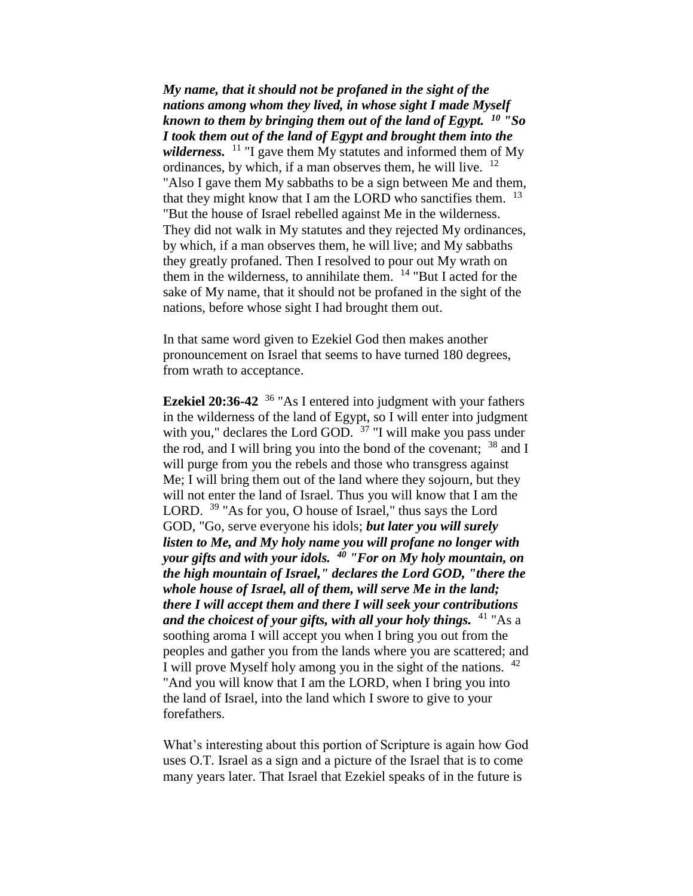***My name, that it should not be profaned in the sight of the nations among whom they lived, in whose sight I made Myself known to them by bringing them out of the land of Egypt.*** [10] ***"So I took them out of the land of Egypt and brought them into the wilderness.*** [11] "I gave them My statutes and informed them of My ordinances, by which, if a man observes them, he will live. [12] "Also I gave them My sabbaths to be a sign between Me and them, that they might know that I am the LORD who sanctifies them. [13] "But the house of Israel rebelled against Me in the wilderness. They did not walk in My statutes and they rejected My ordinances, by which, if a man observes them, he will live; and My sabbaths they greatly profaned. Then I resolved to pour out My wrath on them in the wilderness, to annihilate them. [14] "But I acted for the sake of My name, that it should not be profaned in the sight of the nations, before whose sight I had brought them out.

In that same word given to Ezekiel God then makes another pronouncement on Israel that seems to have turned 180 degrees, from wrath to acceptance.

**Ezekiel 20:36-42** [36] "As I entered into judgment with your fathers in the wilderness of the land of Egypt, so I will enter into judgment with you," declares the Lord GOD. [37] "I will make you pass under the rod, and I will bring you into the bond of the covenant; [38] and I will purge from you the rebels and those who transgress against Me; I will bring them out of the land where they sojourn, but they will not enter the land of Israel. Thus you will know that I am the LORD. [39] "As for you, O house of Israel," thus says the Lord GOD, "Go, serve everyone his idols; ***but later you will surely listen to Me, and My holy name you will profane no longer with your gifts and with your idols.*** [40] ***"For on My holy mountain, on the high mountain of Israel," declares the Lord GOD, "there the whole house of Israel, all of them, will serve Me in the land; there I will accept them and there I will seek your contributions and the choicest of your gifts, with all your holy things.*** [41] "As a soothing aroma I will accept you when I bring you out from the peoples and gather you from the lands where you are scattered; and I will prove Myself holy among you in the sight of the nations. [42] "And you will know that I am the LORD, when I bring you into the land of Israel, into the land which I swore to give to your forefathers.

What's interesting about this portion of Scripture is again how God uses O.T. Israel as a sign and a picture of the Israel that is to come many years later. That Israel that Ezekiel speaks of in the future is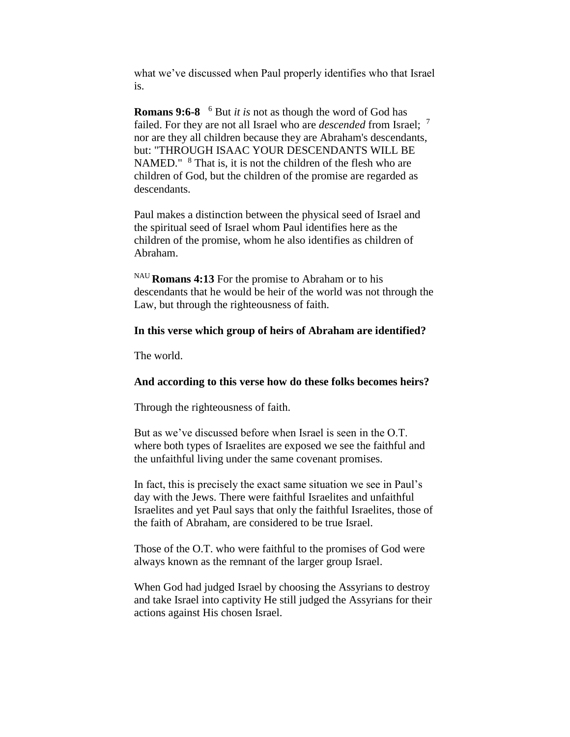what we've discussed when Paul properly identifies who that Israel is.

**Romans 9:6-8** [6] But *it is* not as though the word of God has failed. For they are not all Israel who are *descended* from Israel; [7] nor are they all children because they are Abraham's descendants, but: "THROUGH ISAAC YOUR DESCENDANTS WILL BE NAMED." [8] That is, it is not the children of the flesh who are children of God, but the children of the promise are regarded as descendants.

Paul makes a distinction between the physical seed of Israel and the spiritual seed of Israel whom Paul identifies here as the children of the promise, whom he also identifies as children of Abraham.

[NAU] **Romans 4:13** For the promise to Abraham or to his descendants that he would be heir of the world was not through the Law, but through the righteousness of faith.

**In this verse which group of heirs of Abraham are identified?**

The world.

**And according to this verse how do these folks becomes heirs?**

Through the righteousness of faith.

But as we've discussed before when Israel is seen in the O.T. where both types of Israelites are exposed we see the faithful and the unfaithful living under the same covenant promises.

In fact, this is precisely the exact same situation we see in Paul's day with the Jews. There were faithful Israelites and unfaithful Israelites and yet Paul says that only the faithful Israelites, those of the faith of Abraham, are considered to be true Israel.

Those of the O.T. who were faithful to the promises of God were always known as the remnant of the larger group Israel.

When God had judged Israel by choosing the Assyrians to destroy and take Israel into captivity He still judged the Assyrians for their actions against His chosen Israel.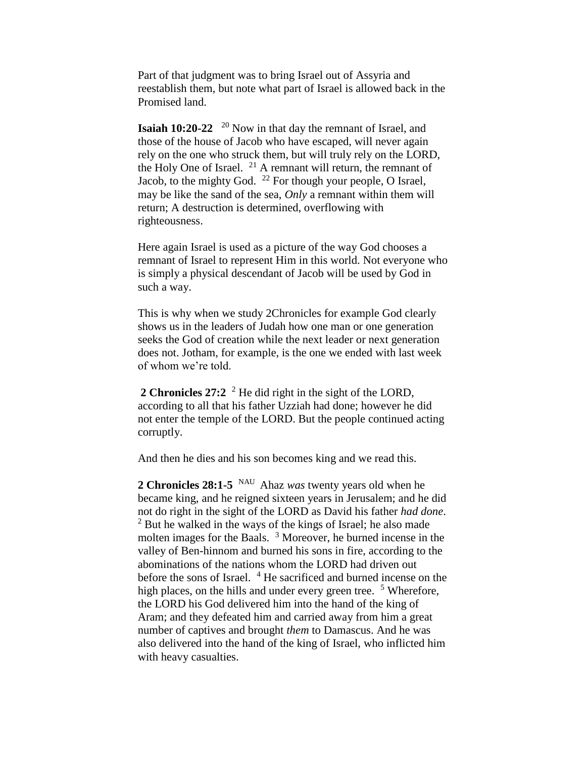Part of that judgment was to bring Israel out of Assyria and reestablish them, but note what part of Israel is allowed back in the Promised land.

**Isaiah 10:20-22** [20] Now in that day the remnant of Israel, and those of the house of Jacob who have escaped, will never again rely on the one who struck them, but will truly rely on the LORD, the Holy One of Israel. [21] A remnant will return, the remnant of Jacob, to the mighty God. [22] For though your people, O Israel, may be like the sand of the sea, *Only* a remnant within them will return; A destruction is determined, overflowing with righteousness.

Here again Israel is used as a picture of the way God chooses a remnant of Israel to represent Him in this world. Not everyone who is simply a physical descendant of Jacob will be used by God in such a way.

This is why when we study 2Chronicles for example God clearly shows us in the leaders of Judah how one man or one generation seeks the God of creation while the next leader or next generation does not. Jotham, for example, is the one we ended with last week of whom we're told.

**2 Chronicles 27:2** [2] He did right in the sight of the LORD, according to all that his father Uzziah had done; however he did not enter the temple of the LORD. But the people continued acting corruptly.

And then he dies and his son becomes king and we read this.

**2 Chronicles 28:1-5** [NAU] Ahaz *was* twenty years old when he became king, and he reigned sixteen years in Jerusalem; and he did not do right in the sight of the LORD as David his father *had done*. [2] But he walked in the ways of the kings of Israel; he also made molten images for the Baals. [3] Moreover, he burned incense in the valley of Ben-hinnom and burned his sons in fire, according to the abominations of the nations whom the LORD had driven out before the sons of Israel. [4] He sacrificed and burned incense on the high places, on the hills and under every green tree. [5] Wherefore, the LORD his God delivered him into the hand of the king of Aram; and they defeated him and carried away from him a great number of captives and brought *them* to Damascus. And he was also delivered into the hand of the king of Israel, who inflicted him with heavy casualties.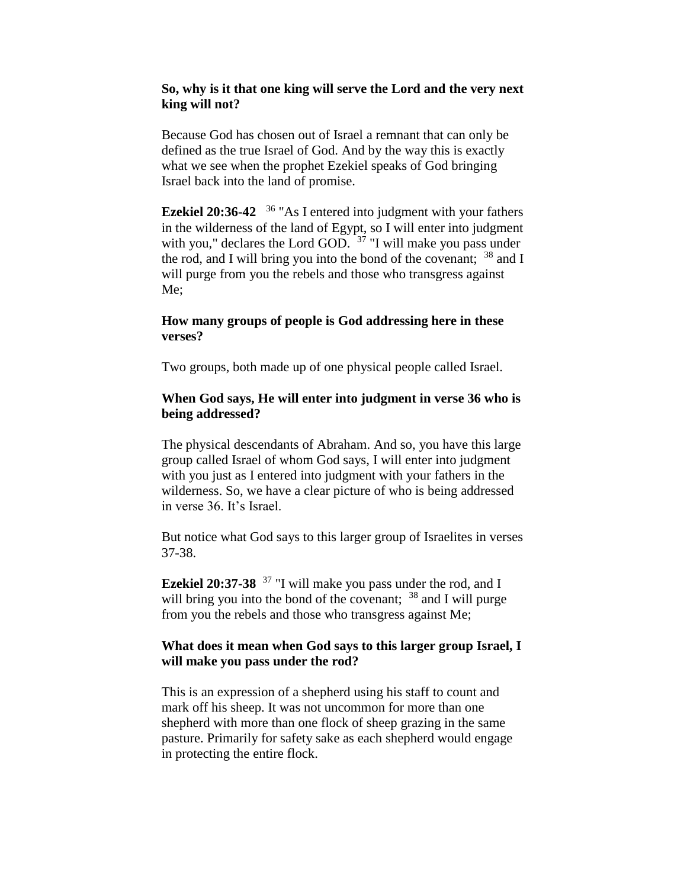**So, why is it that one king will serve the Lord and the very next king will not?**

Because God has chosen out of Israel a remnant that can only be defined as the true Israel of God. And by the way this is exactly what we see when the prophet Ezekiel speaks of God bringing Israel back into the land of promise.

**Ezekiel 20:36-42** [36] "As I entered into judgment with your fathers in the wilderness of the land of Egypt, so I will enter into judgment with you," declares the Lord GOD. [37] "I will make you pass under the rod, and I will bring you into the bond of the covenant; [38] and I will purge from you the rebels and those who transgress against Me;

**How many groups of people is God addressing here in these verses?**

Two groups, both made up of one physical people called Israel.

**When God says, He will enter into judgment in verse 36 who is being addressed?**

The physical descendants of Abraham. And so, you have this large group called Israel of whom God says, I will enter into judgment with you just as I entered into judgment with your fathers in the wilderness. So, we have a clear picture of who is being addressed in verse 36. It's Israel.

But notice what God says to this larger group of Israelites in verses 37-38.

**Ezekiel 20:37-38** [37] "I will make you pass under the rod, and I will bring you into the bond of the covenant; [38] and I will purge from you the rebels and those who transgress against Me;

**What does it mean when God says to this larger group Israel, I will make you pass under the rod?**

This is an expression of a shepherd using his staff to count and mark off his sheep. It was not uncommon for more than one shepherd with more than one flock of sheep grazing in the same pasture. Primarily for safety sake as each shepherd would engage in protecting the entire flock.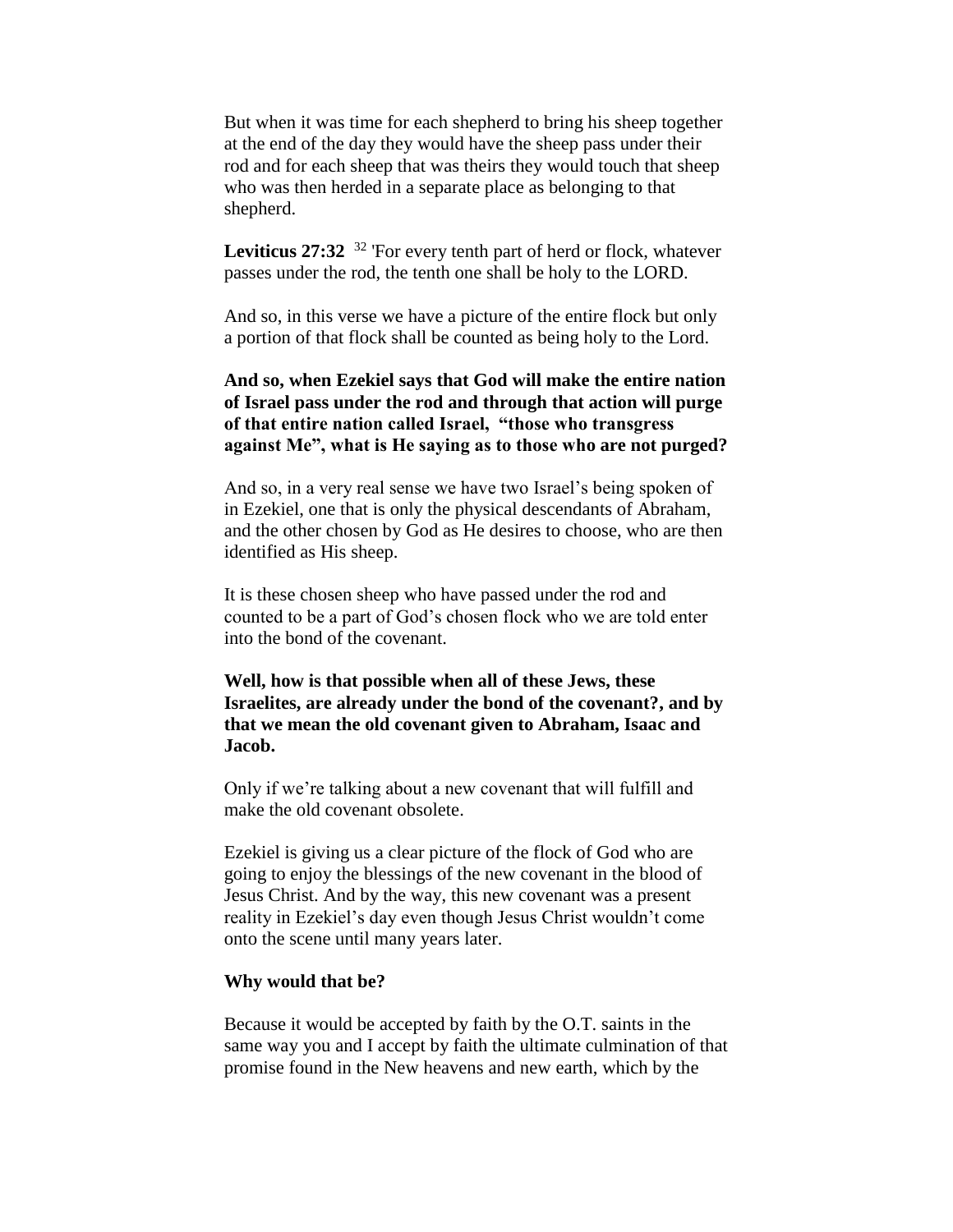But when it was time for each shepherd to bring his sheep together at the end of the day they would have the sheep pass under their rod and for each sheep that was theirs they would touch that sheep who was then herded in a separate place as belonging to that shepherd.

**Leviticus 27:32** [32] 'For every tenth part of herd or flock, whatever passes under the rod, the tenth one shall be holy to the LORD.

And so, in this verse we have a picture of the entire flock but only a portion of that flock shall be counted as being holy to the Lord.

**And so, when Ezekiel says that God will make the entire nation of Israel pass under the rod and through that action will purge of that entire nation called Israel, "those who transgress against Me", what is He saying as to those who are not purged?**

And so, in a very real sense we have two Israel's being spoken of in Ezekiel, one that is only the physical descendants of Abraham, and the other chosen by God as He desires to choose, who are then identified as His sheep.

It is these chosen sheep who have passed under the rod and counted to be a part of God's chosen flock who we are told enter into the bond of the covenant.

**Well, how is that possible when all of these Jews, these Israelites, are already under the bond of the covenant?, and by that we mean the old covenant given to Abraham, Isaac and Jacob.**

Only if we're talking about a new covenant that will fulfill and make the old covenant obsolete.

Ezekiel is giving us a clear picture of the flock of God who are going to enjoy the blessings of the new covenant in the blood of Jesus Christ. And by the way, this new covenant was a present reality in Ezekiel's day even though Jesus Christ wouldn't come onto the scene until many years later.

**Why would that be?**

Because it would be accepted by faith by the O.T. saints in the same way you and I accept by faith the ultimate culmination of that promise found in the New heavens and new earth, which by the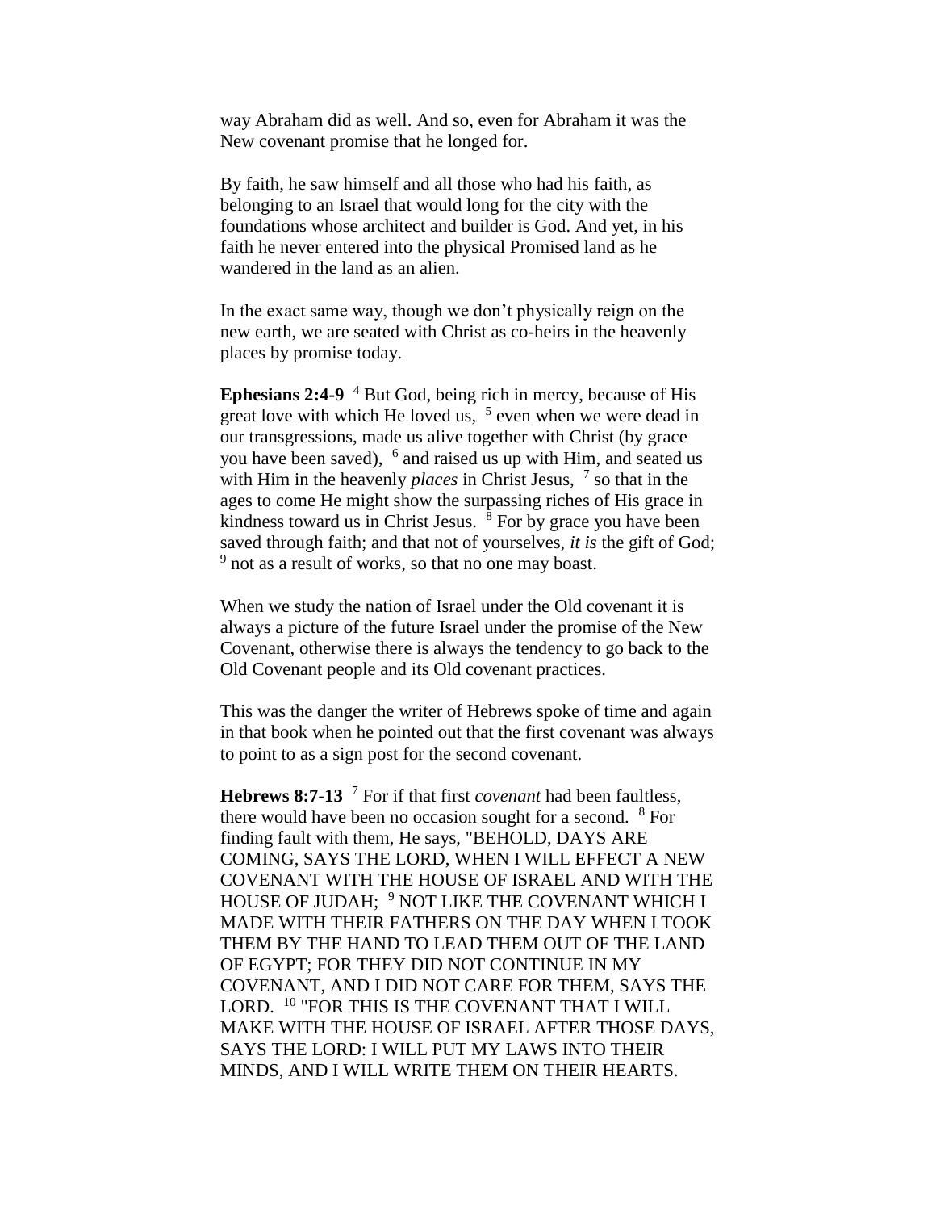way Abraham did as well. And so, even for Abraham it was the New covenant promise that he longed for.

By faith, he saw himself and all those who had his faith, as belonging to an Israel that would long for the city with the foundations whose architect and builder is God. And yet, in his faith he never entered into the physical Promised land as he wandered in the land as an alien.

In the exact same way, though we don't physically reign on the new earth, we are seated with Christ as co-heirs in the heavenly places by promise today.

**Ephesians 2:4-9** [4] But God, being rich in mercy, because of His great love with which He loved us, [5] even when we were dead in our transgressions, made us alive together with Christ (by grace you have been saved), [6] and raised us up with Him, and seated us with Him in the heavenly *places* in Christ Jesus, [7] so that in the ages to come He might show the surpassing riches of His grace in kindness toward us in Christ Jesus. [8] For by grace you have been saved through faith; and that not of yourselves, *it is* the gift of God; [9] not as a result of works, so that no one may boast.

When we study the nation of Israel under the Old covenant it is always a picture of the future Israel under the promise of the New Covenant, otherwise there is always the tendency to go back to the Old Covenant people and its Old covenant practices.

This was the danger the writer of Hebrews spoke of time and again in that book when he pointed out that the first covenant was always to point to as a sign post for the second covenant.

**Hebrews 8:7-13** [7] For if that first *covenant* had been faultless, there would have been no occasion sought for a second. [8] For finding fault with them, He says, "BEHOLD, DAYS ARE COMING, SAYS THE LORD, WHEN I WILL EFFECT A NEW COVENANT WITH THE HOUSE OF ISRAEL AND WITH THE HOUSE OF JUDAH; [9] NOT LIKE THE COVENANT WHICH I MADE WITH THEIR FATHERS ON THE DAY WHEN I TOOK THEM BY THE HAND TO LEAD THEM OUT OF THE LAND OF EGYPT; FOR THEY DID NOT CONTINUE IN MY COVENANT, AND I DID NOT CARE FOR THEM, SAYS THE LORD. [10] "FOR THIS IS THE COVENANT THAT I WILL MAKE WITH THE HOUSE OF ISRAEL AFTER THOSE DAYS, SAYS THE LORD: I WILL PUT MY LAWS INTO THEIR MINDS, AND I WILL WRITE THEM ON THEIR HEARTS.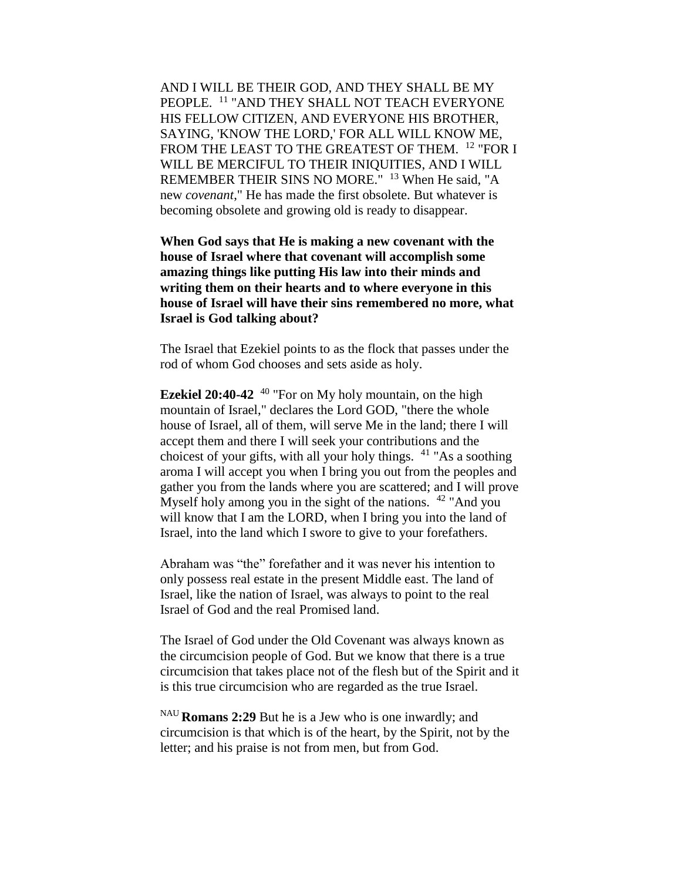AND I WILL BE THEIR GOD, AND THEY SHALL BE MY PEOPLE. [11] "AND THEY SHALL NOT TEACH EVERYONE HIS FELLOW CITIZEN, AND EVERYONE HIS BROTHER, SAYING, 'KNOW THE LORD,' FOR ALL WILL KNOW ME, FROM THE LEAST TO THE GREATEST OF THEM. [12] "FOR I WILL BE MERCIFUL TO THEIR INIQUITIES, AND I WILL REMEMBER THEIR SINS NO MORE." [13] When He said, "A new *covenant*," He has made the first obsolete. But whatever is becoming obsolete and growing old is ready to disappear.

**When God says that He is making a new covenant with the house of Israel where that covenant will accomplish some amazing things like putting His law into their minds and writing them on their hearts and to where everyone in this house of Israel will have their sins remembered no more, what Israel is God talking about?**

The Israel that Ezekiel points to as the flock that passes under the rod of whom God chooses and sets aside as holy.

**Ezekiel 20:40-42** [40] "For on My holy mountain, on the high mountain of Israel," declares the Lord GOD, "there the whole house of Israel, all of them, will serve Me in the land; there I will accept them and there I will seek your contributions and the choicest of your gifts, with all your holy things. [41] "As a soothing aroma I will accept you when I bring you out from the peoples and gather you from the lands where you are scattered; and I will prove Myself holy among you in the sight of the nations. [42] "And you will know that I am the LORD, when I bring you into the land of Israel, into the land which I swore to give to your forefathers.

Abraham was "the" forefather and it was never his intention to only possess real estate in the present Middle east. The land of Israel, like the nation of Israel, was always to point to the real Israel of God and the real Promised land.

The Israel of God under the Old Covenant was always known as the circumcision people of God. But we know that there is a true circumcision that takes place not of the flesh but of the Spirit and it is this true circumcision who are regarded as the true Israel.

NAU **Romans 2:29** But he is a Jew who is one inwardly; and circumcision is that which is of the heart, by the Spirit, not by the letter; and his praise is not from men, but from God.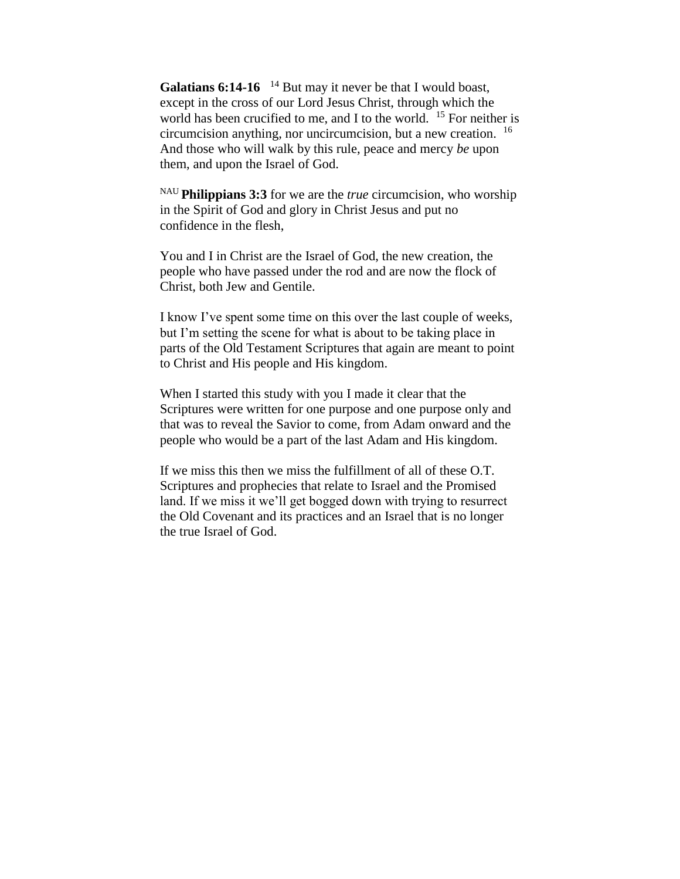**Galatians 6:14-16** [14] But may it never be that I would boast, except in the cross of our Lord Jesus Christ, through which the world has been crucified to me, and I to the world. [15] For neither is circumcision anything, nor uncircumcision, but a new creation. [16] And those who will walk by this rule, peace and mercy *be* upon them, and upon the Israel of God.

[NAU] **Philippians 3:3** for we are the *true* circumcision, who worship in the Spirit of God and glory in Christ Jesus and put no confidence in the flesh,

You and I in Christ are the Israel of God, the new creation, the people who have passed under the rod and are now the flock of Christ, both Jew and Gentile.

I know I've spent some time on this over the last couple of weeks, but I'm setting the scene for what is about to be taking place in parts of the Old Testament Scriptures that again are meant to point to Christ and His people and His kingdom.

When I started this study with you I made it clear that the Scriptures were written for one purpose and one purpose only and that was to reveal the Savior to come, from Adam onward and the people who would be a part of the last Adam and His kingdom.

If we miss this then we miss the fulfillment of all of these O.T. Scriptures and prophecies that relate to Israel and the Promised land. If we miss it we'll get bogged down with trying to resurrect the Old Covenant and its practices and an Israel that is no longer the true Israel of God.